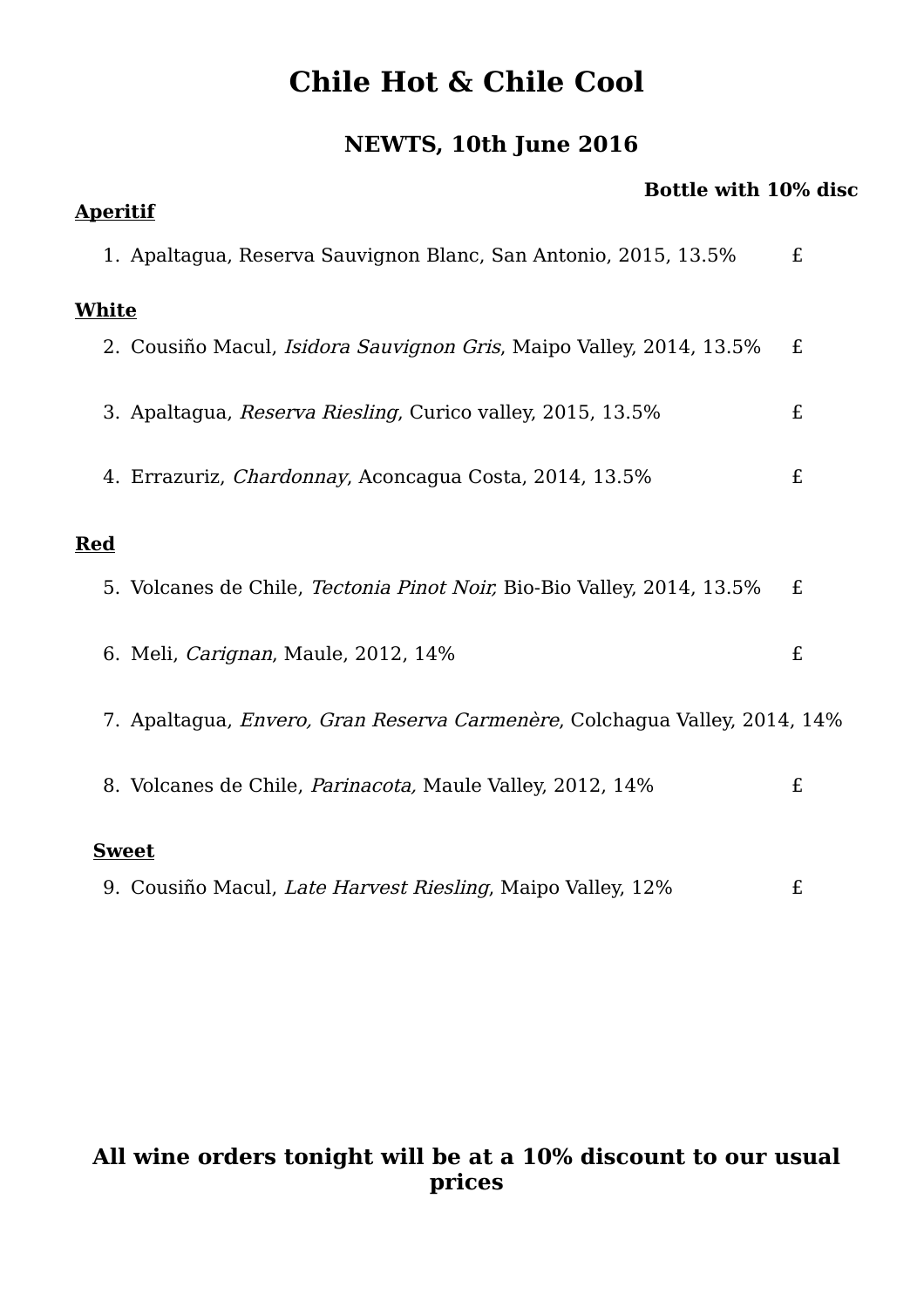# Chile Hot & Chile Cool

## NEWTS, 10th June 2016

**Bottle with 10% disc**

**Aperitif**

1. Apaltagua, Reserva Sauvignon Blanc, San Antonio, 2015, 13.5% £

**White**

2. Cousiño Macul, *Isidora Sauvignon Gris*, Maipo Valley, 2014, 13.5% £
3. Apaltagua, *Reserva Riesling*, Curico valley, 2015, 13.5% £
4. Errazuriz, *Chardonnay*, Aconcagua Costa, 2014, 13.5% £

**Red**

5. Volcanes de Chile, *Tectonia Pinot Noir,* Bio-Bio Valley, 2014, 13.5% £
6. Meli, *Carignan*, Maule, 2012, 14% £
7. Apaltagua, *Envero, Gran Reserva Carmenère*, Colchagua Valley, 2014, 14%
8. Volcanes de Chile, *Parinacota,* Maule Valley, 2012, 14% £

**Sweet**

9. Cousiño Macul, *Late Harvest Riesling*, Maipo Valley, 12% £

**All wine orders tonight will be at a 10% discount to our usual prices**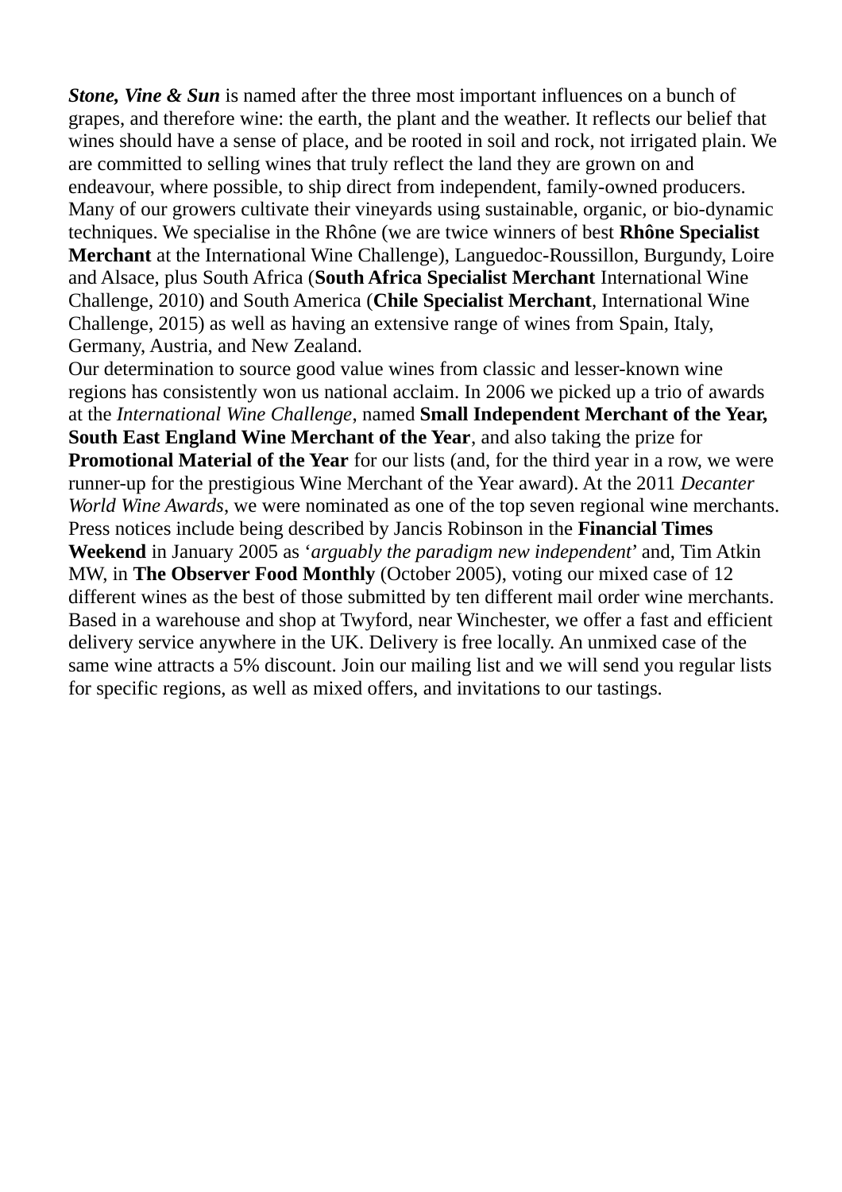***Stone, Vine & Sun*** is named after the three most important influences on a bunch of grapes, and therefore wine: the earth, the plant and the weather. It reflects our belief that wines should have a sense of place, and be rooted in soil and rock, not irrigated plain. We are committed to selling wines that truly reflect the land they are grown on and endeavour, where possible, to ship direct from independent, family-owned producers. Many of our growers cultivate their vineyards using sustainable, organic, or bio-dynamic techniques. We specialise in the Rhône (we are twice winners of best **Rhône Specialist Merchant** at the International Wine Challenge), Languedoc-Roussillon, Burgundy, Loire and Alsace, plus South Africa (**South Africa Specialist Merchant** International Wine Challenge, 2010) and South America (**Chile Specialist Merchant**, International Wine Challenge, 2015) as well as having an extensive range of wines from Spain, Italy, Germany, Austria, and New Zealand.

Our determination to source good value wines from classic and lesser-known wine regions has consistently won us national acclaim. In 2006 we picked up a trio of awards at the *International Wine Challenge*, named **Small Independent Merchant of the Year, South East England Wine Merchant of the Year**, and also taking the prize for **Promotional Material of the Year** for our lists (and, for the third year in a row, we were runner-up for the prestigious Wine Merchant of the Year award). At the 2011 *Decanter World Wine Awards*, we were nominated as one of the top seven regional wine merchants. Press notices include being described by Jancis Robinson in the **Financial Times Weekend** in January 2005 as '*arguably the paradigm new independent*' and, Tim Atkin MW, in **The Observer Food Monthly** (October 2005), voting our mixed case of 12 different wines as the best of those submitted by ten different mail order wine merchants.

Based in a warehouse and shop at Twyford, near Winchester, we offer a fast and efficient delivery service anywhere in the UK. Delivery is free locally. An unmixed case of the same wine attracts a 5% discount. Join our mailing list and we will send you regular lists for specific regions, as well as mixed offers, and invitations to our tastings.